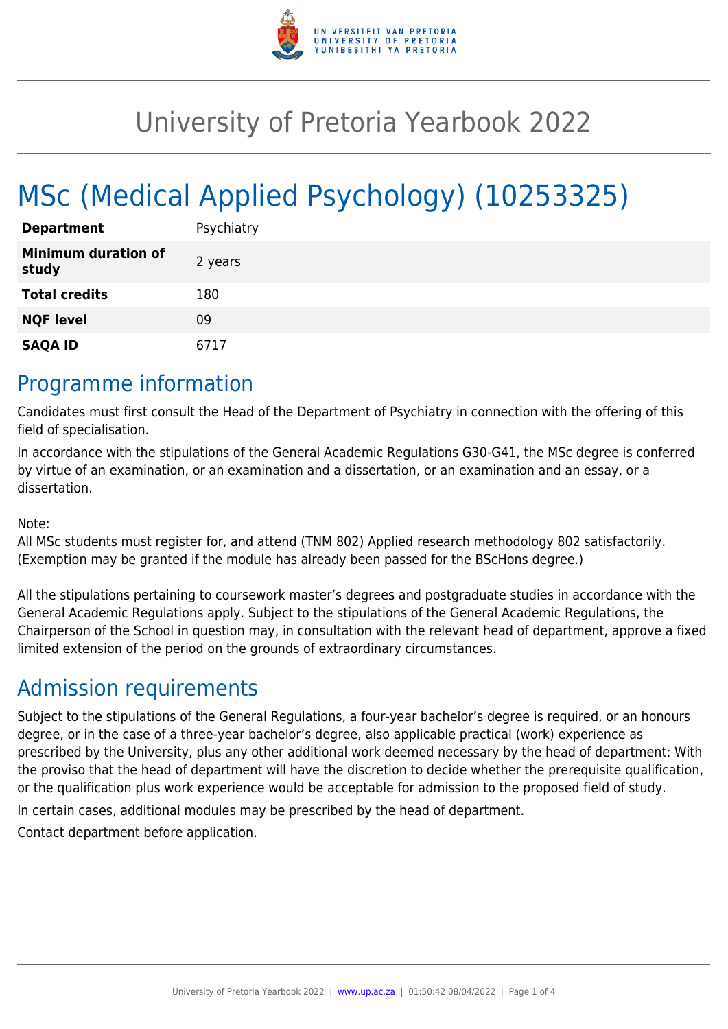# University of Pretoria Yearbook 2022

# MSc (Medical Applied Psychology) (10253325)

| | |
|---|---|
| **Department** | Psychiatry |
| **Minimum duration of study** | 2 years |
| **Total credits** | 180 |
| **NQF level** | 09 |
| **SAQA ID** | 6717 |

## Programme information

Candidates must first consult the Head of the Department of Psychiatry in connection with the offering of this field of specialisation.

In accordance with the stipulations of the General Academic Regulations G30-G41, the MSc degree is conferred by virtue of an examination, or an examination and a dissertation, or an examination and an essay, or a dissertation.

Note:
All MSc students must register for, and attend (TNM 802) Applied research methodology 802 satisfactorily. (Exemption may be granted if the module has already been passed for the BScHons degree.)

All the stipulations pertaining to coursework master's degrees and postgraduate studies in accordance with the General Academic Regulations apply. Subject to the stipulations of the General Academic Regulations, the Chairperson of the School in question may, in consultation with the relevant head of department, approve a fixed limited extension of the period on the grounds of extraordinary circumstances.

## Admission requirements

Subject to the stipulations of the General Regulations, a four-year bachelor's degree is required, or an honours degree, or in the case of a three-year bachelor's degree, also applicable practical (work) experience as prescribed by the University, plus any other additional work deemed necessary by the head of department: With the proviso that the head of department will have the discretion to decide whether the prerequisite qualification, or the qualification plus work experience would be acceptable for admission to the proposed field of study.

In certain cases, additional modules may be prescribed by the head of department.

Contact department before application.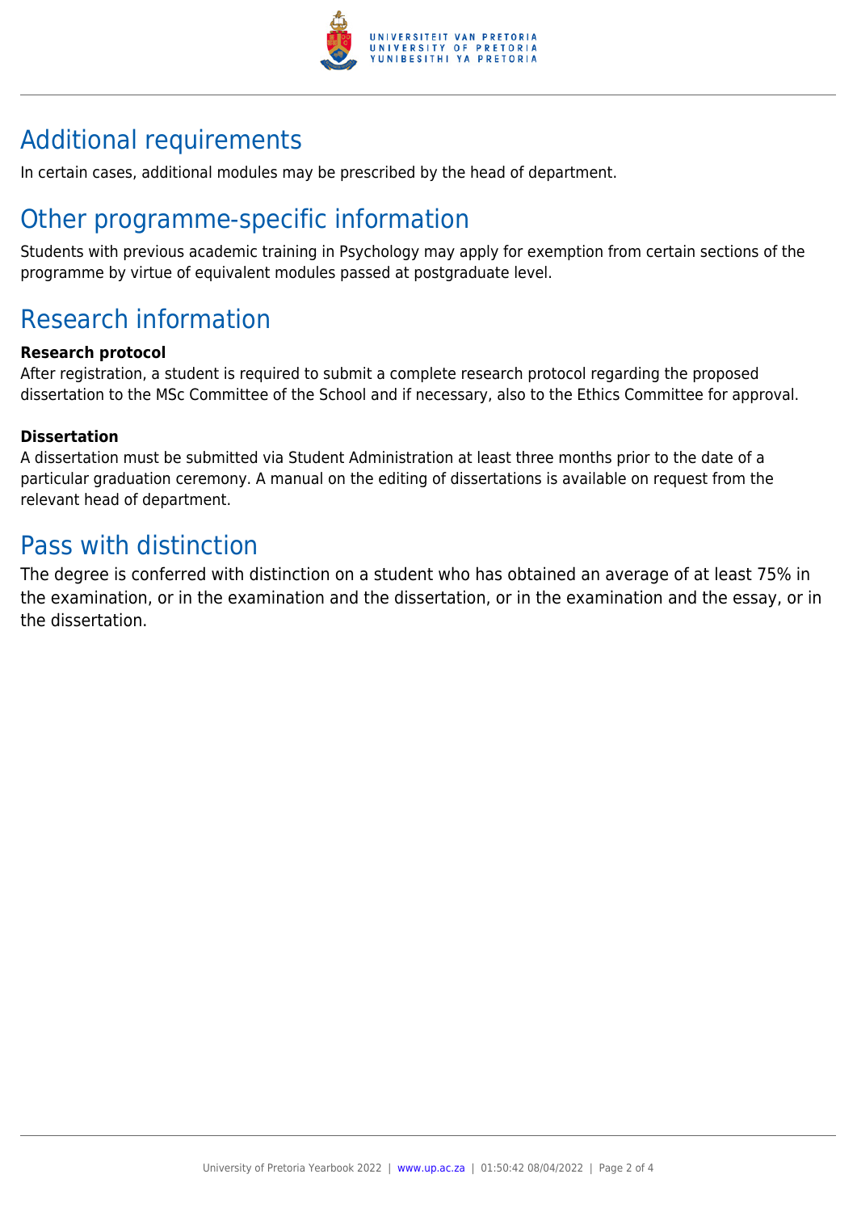## Additional requirements

In certain cases, additional modules may be prescribed by the head of department.

## Other programme-specific information

Students with previous academic training in Psychology may apply for exemption from certain sections of the programme by virtue of equivalent modules passed at postgraduate level.

## Research information

**Research protocol**

After registration, a student is required to submit a complete research protocol regarding the proposed dissertation to the MSc Committee of the School and if necessary, also to the Ethics Committee for approval.

**Dissertation**

A dissertation must be submitted via Student Administration at least three months prior to the date of a particular graduation ceremony. A manual on the editing of dissertations is available on request from the relevant head of department.

## Pass with distinction

The degree is conferred with distinction on a student who has obtained an average of at least 75% in the examination, or in the examination and the dissertation, or in the examination and the essay, or in the dissertation.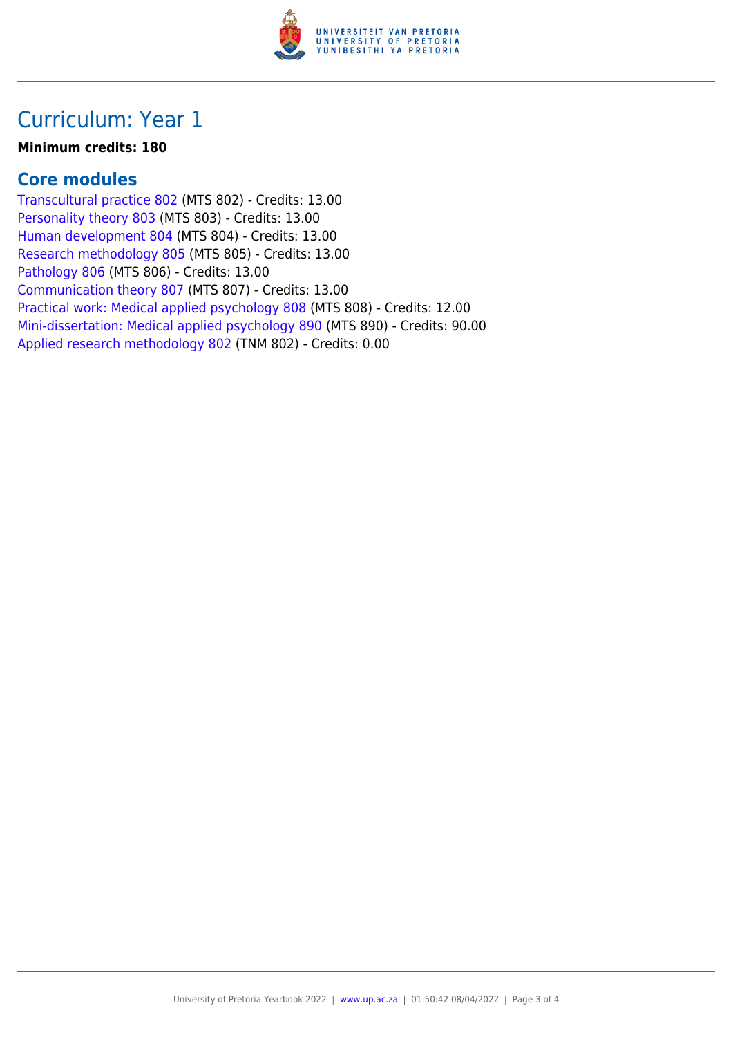# Curriculum: Year 1

**Minimum credits: 180**

## Core modules

Transcultural practice 802 (MTS 802) - Credits: 13.00
Personality theory 803 (MTS 803) - Credits: 13.00
Human development 804 (MTS 804) - Credits: 13.00
Research methodology 805 (MTS 805) - Credits: 13.00
Pathology 806 (MTS 806) - Credits: 13.00
Communication theory 807 (MTS 807) - Credits: 13.00
Practical work: Medical applied psychology 808 (MTS 808) - Credits: 12.00
Mini-dissertation: Medical applied psychology 890 (MTS 890) - Credits: 90.00
Applied research methodology 802 (TNM 802) - Credits: 0.00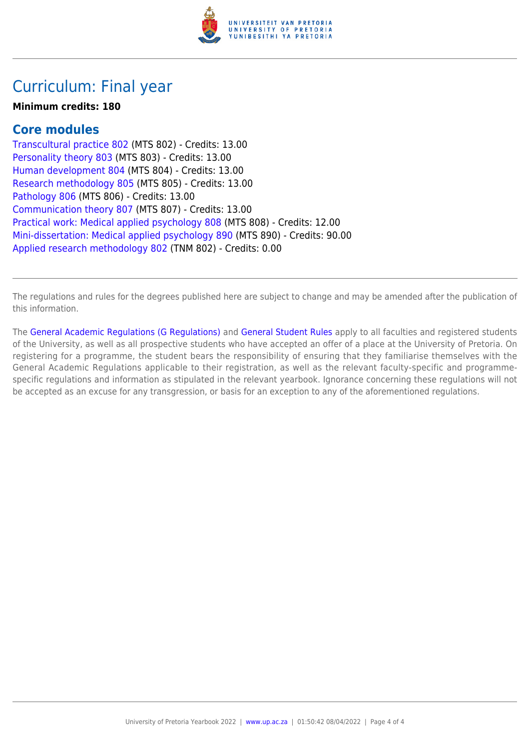# Curriculum: Final year

**Minimum credits: 180**

## Core modules

Transcultural practice 802 (MTS 802) - Credits: 13.00
Personality theory 803 (MTS 803) - Credits: 13.00
Human development 804 (MTS 804) - Credits: 13.00
Research methodology 805 (MTS 805) - Credits: 13.00
Pathology 806 (MTS 806) - Credits: 13.00
Communication theory 807 (MTS 807) - Credits: 13.00
Practical work: Medical applied psychology 808 (MTS 808) - Credits: 12.00
Mini-dissertation: Medical applied psychology 890 (MTS 890) - Credits: 90.00
Applied research methodology 802 (TNM 802) - Credits: 0.00

---

The regulations and rules for the degrees published here are subject to change and may be amended after the publication of this information.

The General Academic Regulations (G Regulations) and General Student Rules apply to all faculties and registered students of the University, as well as all prospective students who have accepted an offer of a place at the University of Pretoria. On registering for a programme, the student bears the responsibility of ensuring that they familiarise themselves with the General Academic Regulations applicable to their registration, as well as the relevant faculty-specific and programme-specific regulations and information as stipulated in the relevant yearbook. Ignorance concerning these regulations will not be accepted as an excuse for any transgression, or basis for an exception to any of the aforementioned regulations.